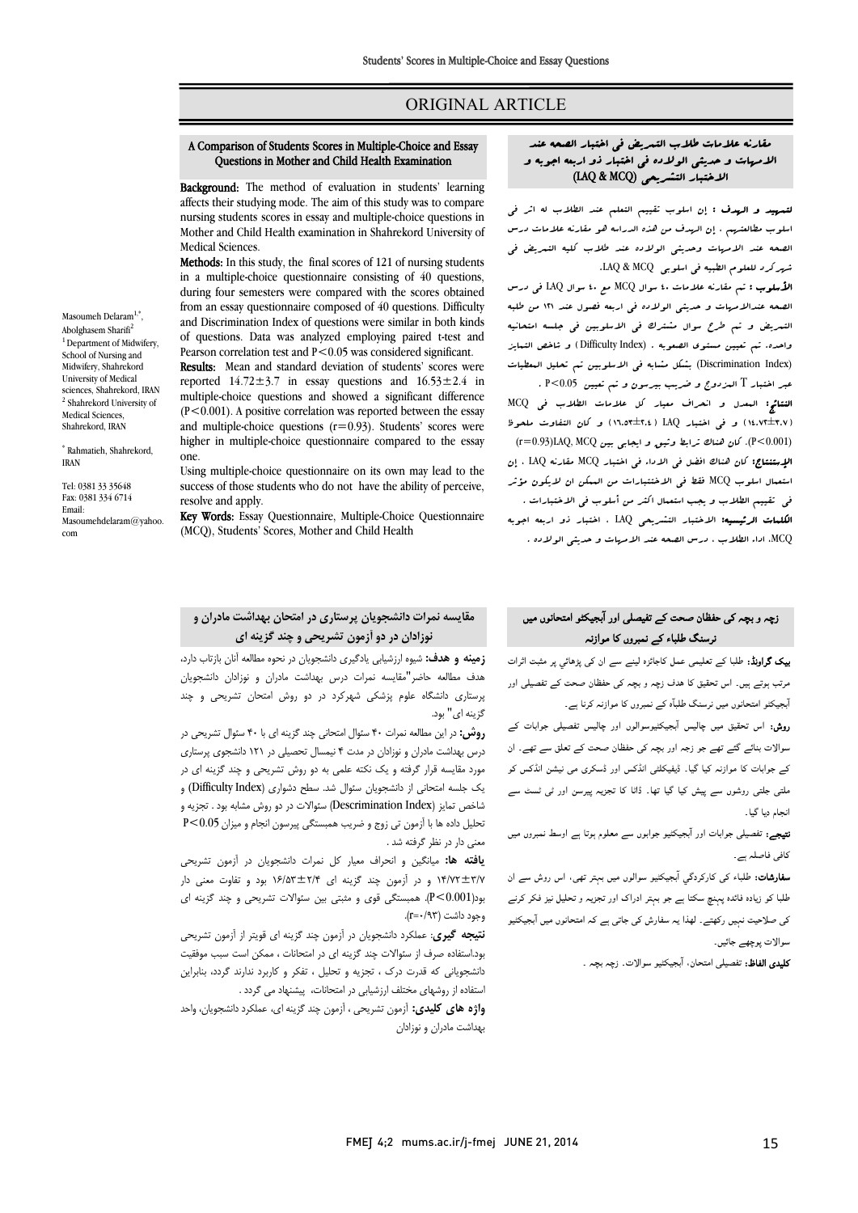# ORIGINAL ARTICLE

## A Comparison of Students Scores in Multiple-Choice and Essay Questions in Mother and Child Health Examination

Masoumeh Delaram[1,*], Abolghasem Sharifi[2]

[1] Department of Midwifery, School of Nursing and Midwifery, Shahrekord University of Medical sciences, Shahrekord, IRAN

[2] Shahrekord University of Medical Sciences, Shahrekord, IRAN

[*] Rahmatieh, Shahrekord, IRAN

Tel: 0381 33 35648
Fax: 0381 334 6714
Email: Masoumehdelaram@yahoo.com

**Background:** The method of evaluation in students' learning affects their studying mode. The aim of this study was to compare nursing students scores in essay and multiple-choice questions in Mother and Child Health examination in Shahrekord University of Medical Sciences.

**Methods:** In this study, the final scores of 121 of nursing students in a multiple-choice questionnaire consisting of 40 questions, during four semesters were compared with the scores obtained from an essay questionnaire composed of 40 questions. Difficulty and Discrimination Index of questions were similar in both kinds of questions. Data was analyzed employing paired t-test and Pearson correlation test and $P<0.05$ was considered significant.

**Results:** Mean and standard deviation of students' scores were reported $14.72\pm3.7$ in essay questions and $16.53\pm2.4$ in multiple-choice questions and showed a significant difference ($P<0.001$). A positive correlation was reported between the essay and multiple-choice questions ($r=0.93$). Students' scores were higher in multiple-choice questionnaire compared to the essay one.

Using multiple-choice questionnaire on its own may lead to the success of those students who do not have the ability of perceive, resolve and apply.

**Key Words:** Essay Questionnaire, Multiple-Choice Questionnaire (MCQ), Students' Scores, Mother and Child Health

## مقارنه علامات طلاب التمریض فی اختبار الصحه عند الامهات و حدیثی الولاده فی اختبار ذو اربعه اجوبه و الاختبار التشریحی (LAQ & MCQ)

**لتمهید و الهدف :** إن اسلوب تقییم التعلم عند الطلاب له اثر فی اسلوب مطالعتهم . إن الهدف من هذه الدراسه هو مقارنه علامات درس الصحه عند الامهات وحدیثی الولاده عند طلاب کلیه التمریض فی شهرکرد للعلوم الطبیه فی اسلوبی LAQ & MCQ.

**الأسلوب :** تم مقارنه علامات ٤٠ سوال MCQ مع ٤٠ سوال LAQ فی درس الصحه عندالامهات و حدیثی الولاده فی اربعه فصول عند ١٢١ من طلبه التمریض و تم طرح سوال مشترک فی الاسلوبین فی جلسه امتحانیه واحده. تم تعیین مستوی الصعوبه . (Difficulty Index ) و شاخص التمایز (Discrimination Index) بشکل مشابه فی الاسلوبین تم تحلیل المعطیات عبر اختبار T المزدوج و ضریب بیرسون و تم تعیین P<0.05 .

**النتائج:** المعدل و انحراف معیار کل علامات الطلاب فی MCQ (١٤.٧٢±٣.٧) و فی اختبار LAQ (١٦.٥٣±٢.٤) و کان التفاوت ملحوظ (P<0.001). کان هناک ترابط وثیق و ایجابی بین LAQ, MCQ(r=0.93)

**الإستنتاج:** کان هناک افضل فی الاداء فی اختبار MCQ مقارنه LAQ . إن استعمال اسلوب MCQ فقط فی الاختبارات من الممکن ان لایکون مؤثر فی تقییم الطلاب و یجب استعمال اکثر من أسلوب فی الاختبارات .

**الکلمات الرئیسیه:** الاختبار التشریحی LAQ . اختبار ذو اربعه اجوبه MCQ، اداء الطلاب . درس الصحه عند الامهات و حدیثی الولاده .

## مقایسه نمرات دانشجویان پرستاری در امتحان بهداشت مادران و نوزادان در دو آزمون تشریحی و چند گزینه ای

**زمینه و هدف:** شیوه ارزشیابی یادگیری دانشجویان در نحوه مطالعه آنان بازتاب دارد، هدف مطالعه حاضر"مقایسه نمرات درس بهداشت مادران و نوزادان دانشجویان پرستاری دانشگاه علوم پزشکی شهرکرد در دو روش امتحان تشریحی و چند گزینه ای" بود.

**روش:** در این مطالعه نمرات ۴۰ سئوال امتحانی چند گزینه ای با ۴۰ سئوال تشریحی در درس بهداشت مادران و نوزادان در مدت ۴ نیمسال تحصیلی در ۱۲۱ دانشجوی پرستاری مورد مقایسه قرار گرفته و یک نکته علمی به دو روش تشریحی و چند گزینه ای در یک جلسه امتحانی از دانشجویان سئوال شد. سطح دشواری (Difficulty Index) و شاخص تمایز (Descrimination Index) سئوالات در دو روش مشابه بود . تجزیه و تحلیل داده ها با آزمون تی زوج و ضریب همبستگی پیرسون انجام و میزان P<0.05 معنی دار در نظر گرفته شد .

**یافته ها:** میانگین و انحراف معیار کل نمرات دانشجویان در آزمون تشریحی ۱۴/۷۲±۳/۷ و در آزمون چند گزینه ای ۱۶/۵۳±۲/۴ بود و تفاوت معنی دار بود(P<0.001). همبستگی قوی و مثبتی بین سئوالات تشریحی و چند گزینه ای وجود داشت (r=۰/۹۳).

**نتیجه گیری:** عملکرد دانشجویان در آزمون چند گزینه ای قویتر از آزمون تشریحی بود.استفاده صرف از سئوالات چند گزینه ای در امتحانات ، ممکن است سبب موفقیت دانشجویانی که قدرت درک ، تجزیه و تحلیل ، تفکر و کاربرد ندارند گردد ، بنابراین استفاده از روشهای مختلف ارزشیابی در امتحانات، پیشنهاد می گردد .

**واژه های کلیدی:** آزمون تشریحی ، آزمون چند گزینه ای، عملکرد دانشجویان، واحد بهداشت مادران و نوزادان

## زچہ و بچہ کی حفظان صحت کے تفصیلی اور آبجیکٹو امتحانوں میں نرسنگ طلباء کے نمبروں کا موازنہ

**بیک گراونڈ:** طلباء کے تعلیمی عمل کاجائزہ لینے سے ان کی پڑھائي پر مثبت اثرات مرتب ہوتے ہيں۔ اس تحقیق کا ھدف زچہ و بچہ کی حفظان صحت کے تفصیلی اور آبجیکٹو امتحانوں میں نرسنگ طلباء کے نمبروں کا موازنہ کرنا ہے۔

**روش:** اس تحقیق میں چالیس آبجیکٹیوسوالوں اور چالیس تفصیلی جوابات کے سوالات بنائے گئے تھے جو زچہ اور بچہ کی حفظان صحت کے تعلق سے تھے۔ ان کے جوابات کا موازنہ کیا گيا۔ ڈیفیکلٹی انڈکس اور ڈسکری می نیشن انڈکس کو ملتی جلتی روشوں سے پیش کیا گيا تھا۔ ڈاٹا کا تجزیہ پیرسن اور ٹی ٹسٹ سے انجام دیا گيا۔

**نتیجے:** تفصیلی جوابات اور آبجیکٹیو جوابوں سے معلوم ہوتا ہے اوسط نمبروں میں کافی فاصلہ ہے۔

**سفارشات:** طلباء کی کارکردگي آبجیکٹیو سوالوں میں بہتر تھی، اس روش سے ان طلبا کو زیادہ فائدہ پہنچ سکتا ہے جو بہتر ادراک اور تجزیہ و تحلیل نیز فکر کرنے کی صلاحیت نہیں رکھتے۔ لھذا یہ سفارش کی جاتی ہے کہ امتحانوں میں آبجیکٹیو سوالات پوچھے جائيں۔

**کلیدی الفاظ:** تفصیلی امتحان، آبجیکٹیو سوالات۔ زچہ بچہ ۔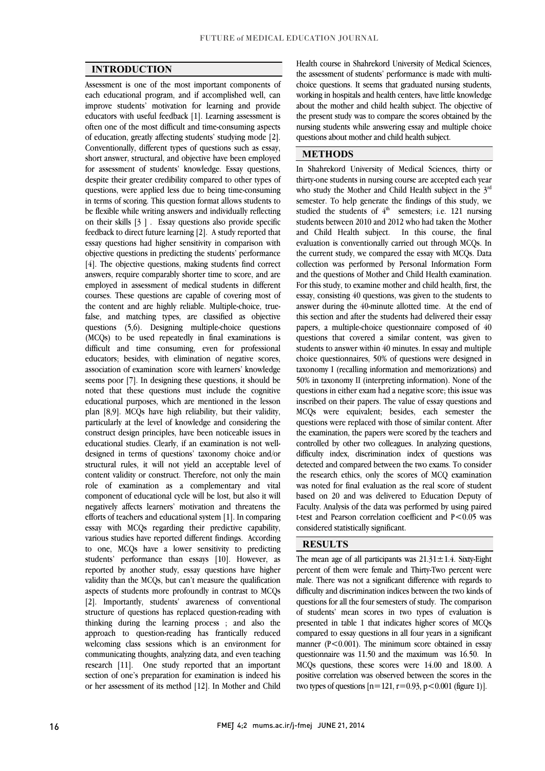## INTRODUCTION

Assessment is one of the most important components of each educational program, and if accomplished well, can improve students' motivation for learning and provide educators with useful feedback [1]. Learning assessment is often one of the most difficult and time-consuming aspects of education, greatly affecting students' studying mode [2]. Conventionally, different types of questions such as essay, short answer, structural, and objective have been employed for assessment of students' knowledge. Essay questions, despite their greater credibility compared to other types of questions, were applied less due to being time-consuming in terms of scoring. This question format allows students to be flexible while writing answers and individually reflecting on their skills [3 ] . Essay questions also provide specific feedback to direct future learning [2]. A study reported that essay questions had higher sensitivity in comparison with objective questions in predicting the students' performance [4]. The objective questions, making students find correct answers, require comparably shorter time to score, and are employed in assessment of medical students in different courses. These questions are capable of covering most of the content and are highly reliable. Multiple-choice, true-false, and matching types, are classified as objective questions (5,6). Designing multiple-choice questions (MCQs) to be used repeatedly in final examinations is difficult and time consuming, even for professional educators; besides, with elimination of negative scores, association of examination score with learners' knowledge seems poor [7]. In designing these questions, it should be noted that these questions must include the cognitive educational purposes, which are mentioned in the lesson plan [8,9]. MCQs have high reliability, but their validity, particularly at the level of knowledge and considering the construct design principles, have been noticeable issues in educational studies. Clearly, if an examination is not well-designed in terms of questions' taxonomy choice and/or structural rules, it will not yield an acceptable level of content validity or construct. Therefore, not only the main role of examination as a complementary and vital component of educational cycle will be lost, but also it will negatively affects learners' motivation and threatens the efforts of teachers and educational system [1]. In comparing essay with MCQs regarding their predictive capability, various studies have reported different findings. According to one, MCQs have a lower sensitivity to predicting students' performance than essays [10]. However, as reported by another study, essay questions have higher validity than the MCQs, but can't measure the qualification aspects of students more profoundly in contrast to MCQs [2]. Importantly, students' awareness of conventional structure of questions has replaced question-reading with thinking during the learning process ; and also the approach to question-reading has frantically reduced welcoming class sessions which is an environment for communicating thoughts, analyzing data, and even teaching research [11]. One study reported that an important section of one's preparation for examination is indeed his or her assessment of its method [12]. In Mother and Child Health course in Shahrekord University of Medical Sciences, the assessment of students' performance is made with multi-choice questions. It seems that graduated nursing students, working in hospitals and health centers, have little knowledge about the mother and child health subject. The objective of the present study was to compare the scores obtained by the nursing students while answering essay and multiple choice questions about mother and child health subject.

## METHODS

In Shahrekord University of Medical Sciences, thirty or thirty-one students in nursing course are accepted each year who study the Mother and Child Health subject in the 3[rd] semester. To help generate the findings of this study, we studied the students of 4[th] semesters; i.e. 121 nursing students between 2010 and 2012 who had taken the Mother and Child Health subject. In this course, the final evaluation is conventionally carried out through MCQs. In the current study, we compared the essay with MCQs. Data collection was performed by Personal Information Form and the questions of Mother and Child Health examination. For this study, to examine mother and child health, first, the essay, consisting 40 questions, was given to the students to answer during the 40-minute allotted time. At the end of this section and after the students had delivered their essay papers, a multiple-choice questionnaire composed of 40 questions that covered a similar content, was given to students to answer within 40 minutes. In essay and multiple choice questionnaires, 50% of questions were designed in taxonomy I (recalling information and memorizations) and 50% in taxonomy II (interpreting information). None of the questions in either exam had a negative score; this issue was inscribed on their papers. The value of essay questions and MCQs were equivalent; besides, each semester the questions were replaced with those of similar content. After the examination, the papers were scored by the teachers and controlled by other two colleagues. In analyzing questions, difficulty index, discrimination index of questions was detected and compared between the two exams. To consider the research ethics, only the scores of MCQ examination was noted for final evaluation as the real score of student based on 20 and was delivered to Education Deputy of Faculty. Analysis of the data was performed by using paired t-test and Pearson correlation coefficient and $P<0.05$ was considered statistically significant.

## RESULTS

The mean age of all participants was $21.31\pm1.4$. Sixty-Eight percent of them were female and Thirty-Two percent were male. There was not a significant difference with regards to difficulty and discrimination indices between the two kinds of questions for all the four semesters of study. The comparison of students' mean scores in two types of evaluation is presented in table 1 that indicates higher scores of MCQs compared to essay questions in all four years in a significant manner ($P<0.001$). The minimum score obtained in essay questionnaire was 11.50 and the maximum was 16.50. In MCQs questions, these scores were 14.00 and 18.00. A positive correlation was observed between the scores in the two types of questions [$n=121$, $r=0.93$, $p<0.001$ (figure 1)].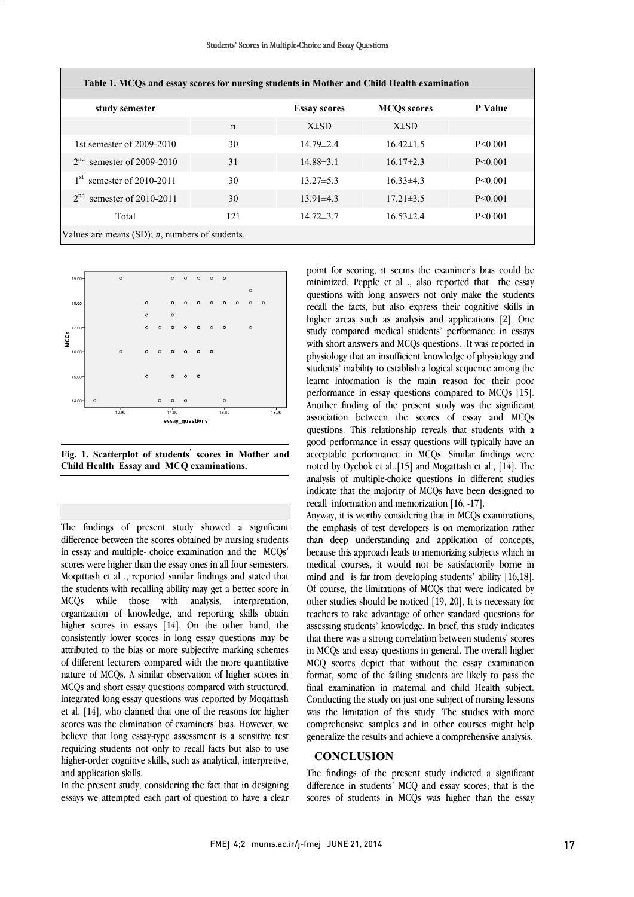**Table 1. MCQs and essay scores for nursing students in Mother and Child Health examination**

| study semester | | Essay scores | MCQs scores | P Value |
|---|---|---|---|---|
| | n | X±SD | X±SD | |
| 1st semester of 2009-2010 | 30 | 14.79±2.4 | 16.42±1.5 | P<0.001 |
| 2nd semester of 2009-2010 | 31 | 14.88±3.1 | 16.17±2.3 | P<0.001 |
| 1st semester of 2010-2011 | 30 | 13.27±5.3 | 16.33±4.3 | P<0.001 |
| 2nd semester of 2010-2011 | 30 | 13.91±4.3 | 17.21±3.5 | P<0.001 |
| Total | 121 | 14.72±3.7 | 16.53±2.4 | P<0.001 |

Values are means (SD); *n*, numbers of students.

**Fig. 1. Scatterplot of students' scores in Mother and Child Health Essay and MCQ examinations.**

The findings of present study showed a significant difference between the scores obtained by nursing students in essay and multiple- choice examination and the MCQs' scores were higher than the essay ones in all four semesters. Moqattash et al ., reported similar findings and stated that the students with recalling ability may get a better score in MCQs while those with analysis, interpretation, organization of knowledge, and reporting skills obtain higher scores in essays [14]. On the other hand, the consistently lower scores in long essay questions may be attributed to the bias or more subjective marking schemes of different lecturers compared with the more quantitative nature of MCQs. A similar observation of higher scores in MCQs and short essay questions compared with structured, integrated long essay questions was reported by Moqattash et al. [14], who claimed that one of the reasons for higher scores was the elimination of examiners' bias. However, we believe that long essay-type assessment is a sensitive test requiring students not only to recall facts but also to use higher-order cognitive skills, such as analytical, interpretive, and application skills.

In the present study, considering the fact that in designing essays we attempted each part of question to have a clear point for scoring, it seems the examiner's bias could be minimized. Pepple et al ., also reported that the essay questions with long answers not only make the students recall the facts, but also express their cognitive skills in higher areas such as analysis and applications [2]. One study compared medical students' performance in essays with short answers and MCQs questions. It was reported in physiology that an insufficient knowledge of physiology and students' inability to establish a logical sequence among the learnt information is the main reason for their poor performance in essay questions compared to MCQs [15]. Another finding of the present study was the significant association between the scores of essay and MCQs questions. This relationship reveals that students with a good performance in essay questions will typically have an acceptable performance in MCQs. Similar findings were noted by Oyebok et al.,[15] and Mogattash et al., [14]. The analysis of multiple-choice questions in different studies indicate that the majority of MCQs have been designed to recall information and memorization [16, -17].

Anyway, it is worthy considering that in MCQs examinations, the emphasis of test developers is on memorization rather than deep understanding and application of concepts, because this approach leads to memorizing subjects which in medical courses, it would not be satisfactorily borne in mind and is far from developing students' ability [16,18]. Of course, the limitations of MCQs that were indicated by other studies should be noticed [19, 20], It is necessary for teachers to take advantage of other standard questions for assessing students' knowledge. In brief, this study indicates that there was a strong correlation between students' scores in MCQs and essay questions in general. The overall higher MCQ scores depict that without the essay examination format, some of the failing students are likely to pass the final examination in maternal and child Health subject. Conducting the study on just one subject of nursing lessons was the limitation of this study. The studies with more comprehensive samples and in other courses might help generalize the results and achieve a comprehensive analysis.

## CONCLUSION

The findings of the present study indicted a significant difference in students' MCQ and essay scores; that is the scores of students in MCQs was higher than the essay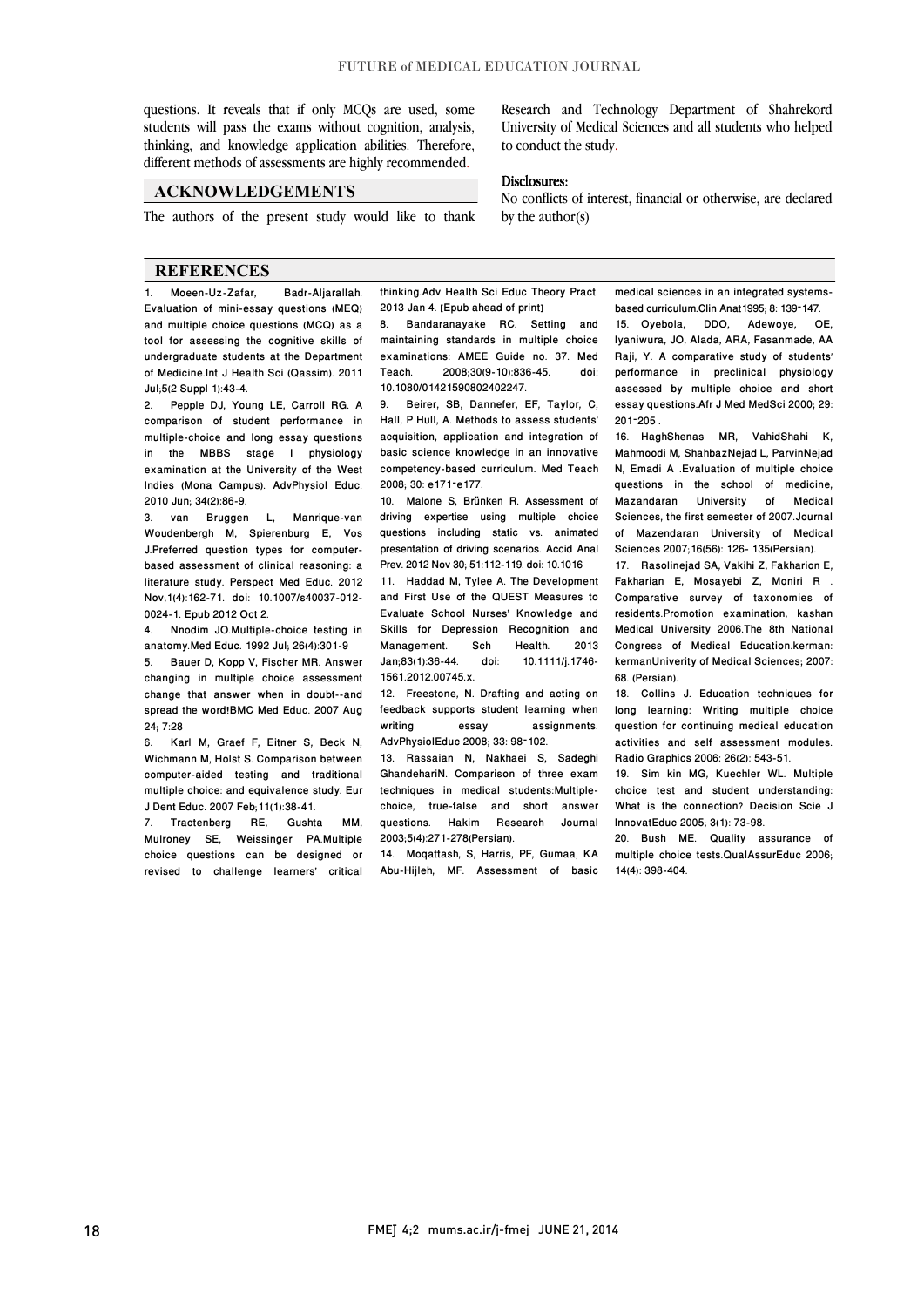questions. It reveals that if only MCQs are used, some students will pass the exams without cognition, analysis, thinking, and knowledge application abilities. Therefore, different methods of assessments are highly recommended.

## ACKNOWLEDGEMENTS

The authors of the present study would like to thank Research and Technology Department of Shahrekord University of Medical Sciences and all students who helped to conduct the study.

**Disclosures:**

No conflicts of interest, financial or otherwise, are declared by the author(s)

## REFERENCES

1. Moeen-Uz-Zafar, Badr-Aljarallah. Evaluation of mini-essay questions (MEQ) and multiple choice questions (MCQ) as a tool for assessing the cognitive skills of undergraduate students at the Department of Medicine.Int J Health Sci (Qassim). 2011 Jul;5(2 Suppl 1):43-4.
2. Pepple DJ, Young LE, Carroll RG. A comparison of student performance in multiple-choice and long essay questions in the MBBS stage I physiology examination at the University of the West Indies (Mona Campus). AdvPhysiol Educ. 2010 Jun; 34(2):86-9.
3. van Bruggen L, Manrique-van Woudenbergh M, Spierenburg E, Vos J.Preferred question types for computer-based assessment of clinical reasoning: a literature study. Perspect Med Educ. 2012 Nov;1(4):162-71. doi: 10.1007/s40037-012-0024-1. Epub 2012 Oct 2.
4. Nnodim JO.Multiple-choice testing in anatomy.Med Educ. 1992 Jul; 26(4):301-9
5. Bauer D, Kopp V, Fischer MR. Answer changing in multiple choice assessment change that answer when in doubt--and spread the word!BMC Med Educ. 2007 Aug 24; 7:28
6. Karl M, Graef F, Eitner S, Beck N, Wichmann M, Holst S. Comparison between computer-aided testing and traditional multiple choice: and equivalence study. Eur J Dent Educ. 2007 Feb;11(1):38-41.
7. Tractenberg RE, Gushta MM, Mulroney SE, Weissinger PA.Multiple choice questions can be designed or revised to challenge learners' critical thinking.Adv Health Sci Educ Theory Pract. 2013 Jan 4. [Epub ahead of print]
8. Bandaranayake RC. Setting and maintaining standards in multiple choice examinations: AMEE Guide no. 37. Med Teach. 2008;30(9-10):836-45. doi: 10.1080/01421590802402247.
9. Beirer, SB, Dannefer, EF, Taylor, C, Hall, P Hull, A. Methods to assess students' acquisition, application and integration of basic science knowledge in an innovative competency-based curriculum. Med Teach 2008; 30: e171-e177.
10. Malone S, Brünken R. Assessment of driving expertise using multiple choice questions including static vs. animated presentation of driving scenarios. Accid Anal Prev. 2012 Nov 30; 51:112-119. doi: 10.1016
11. Haddad M, Tylee A. The Development and First Use of the QUEST Measures to Evaluate School Nurses' Knowledge and Skills for Depression Recognition and Management. Sch Health. 2013 Jan;83(1):36-44. doi: 10.1111/j.1746-1561.2012.00745.x.
12. Freestone, N. Drafting and acting on feedback supports student learning when writing essay assignments. AdvPhysiolEduc 2008; 33: 98-102.
13. Rassaian N, Nakhaei S, Sadeghi GhandehariN. Comparison of three exam techniques in medical students:Multiple-choice, true-false and short answer questions. Hakim Research Journal 2003;5(4):271-278(Persian).
14. Moqattash, S, Harris, PF, Gumaa, KA Abu-Hijleh, MF. Assessment of basic medical sciences in an integrated systems-based curriculum.Clin Anat1995; 8: 139-147.
15. Oyebola, DDO, Adewoye, OE, Iyaniwura, JO, Alada, ARA, Fasanmade, AA Raji, Y. A comparative study of students' performance in preclinical physiology assessed by multiple choice and short essay questions.Afr J Med MedSci 2000; 29: 201-205 .
16. HaghShenas MR, VahidShahi K, Mahmoodi M, ShahbazNejad L, ParvinNejad N, Emadi A .Evaluation of multiple choice questions in the school of medicine, Mazandaran University of Medical Sciences, the first semester of 2007.Journal of Mazandaran University of Medical Sciences 2007;16(56): 126- 135(Persian).
17. Rasolinejad SA, Vakihi Z, Fakharion E, Fakharian E, Mosayebi Z, Moniri R . Comparative survey of taxonomies of residents.Promotion examination, kashan Medical University 2006.The 8th National Congress of Medical Education.kerman: kermanUniverity of Medical Sciences; 2007: 68. (Persian).
18. Collins J. Education techniques for long learning: Writing multiple choice question for continuing medical education activities and self assessment modules. Radio Graphics 2006: 26(2): 543-51.
19. Sim kin MG, Kuechler WL. Multiple choice test and student understanding: What is the connection? Decision Scie J InnovatEduc 2005; 3(1): 73-98.
20. Bush ME. Quality assurance of multiple choice tests.QualAssurEduc 2006; 14(4): 398-404.